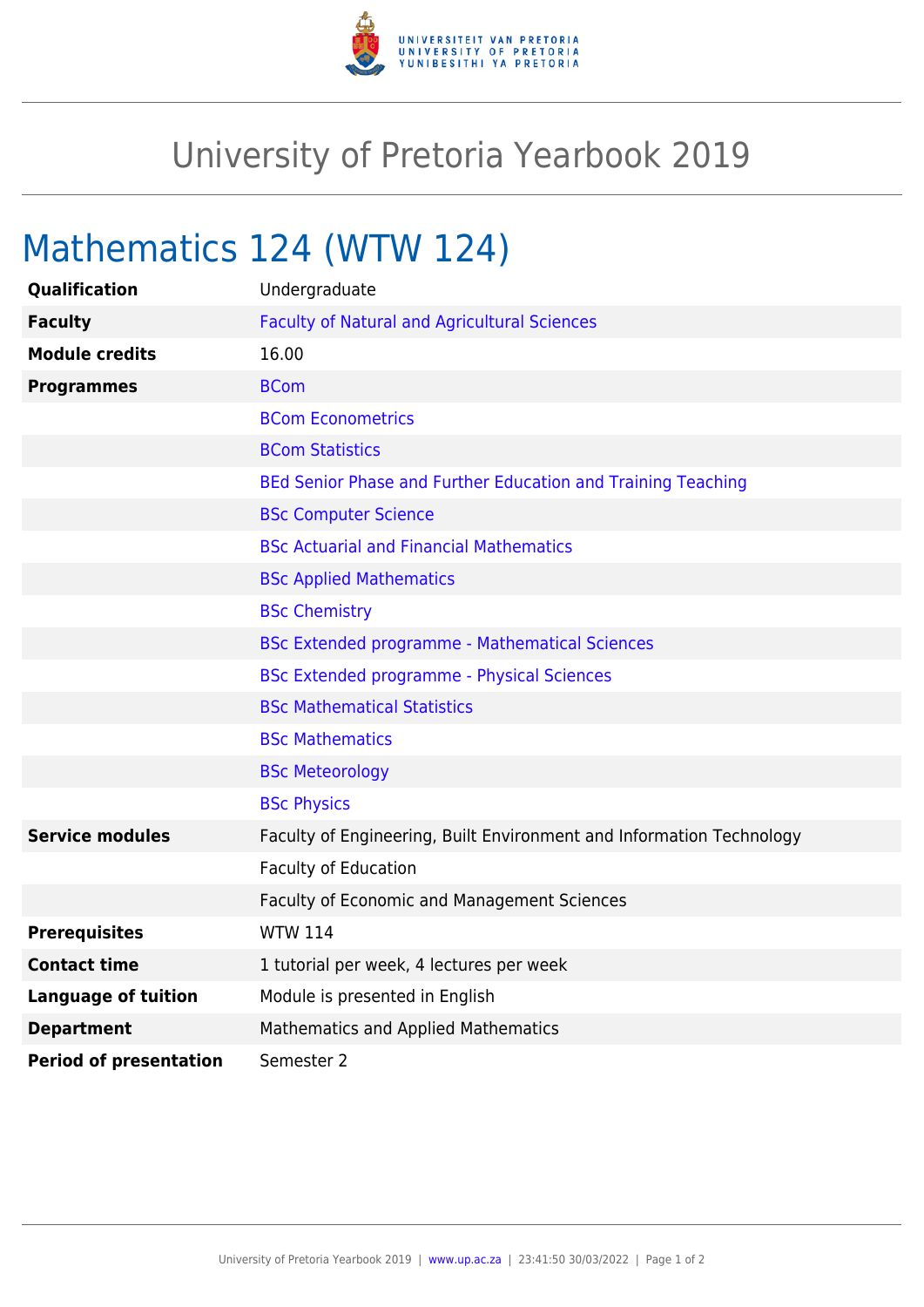# University of Pretoria Yearbook 2019

## Mathematics 124 (WTW 124)

| | |
|---|---|
| **Qualification** | Undergraduate |
| **Faculty** | Faculty of Natural and Agricultural Sciences |
| **Module credits** | 16.00 |
| **Programmes** | BCom |
| | BCom Econometrics |
| | BCom Statistics |
| | BEd Senior Phase and Further Education and Training Teaching |
| | BSc Computer Science |
| | BSc Actuarial and Financial Mathematics |
| | BSc Applied Mathematics |
| | BSc Chemistry |
| | BSc Extended programme - Mathematical Sciences |
| | BSc Extended programme - Physical Sciences |
| | BSc Mathematical Statistics |
| | BSc Mathematics |
| | BSc Meteorology |
| | BSc Physics |
| **Service modules** | Faculty of Engineering, Built Environment and Information Technology |
| | Faculty of Education |
| | Faculty of Economic and Management Sciences |
| **Prerequisites** | WTW 114 |
| **Contact time** | 1 tutorial per week, 4 lectures per week |
| **Language of tuition** | Module is presented in English |
| **Department** | Mathematics and Applied Mathematics |
| **Period of presentation** | Semester 2 |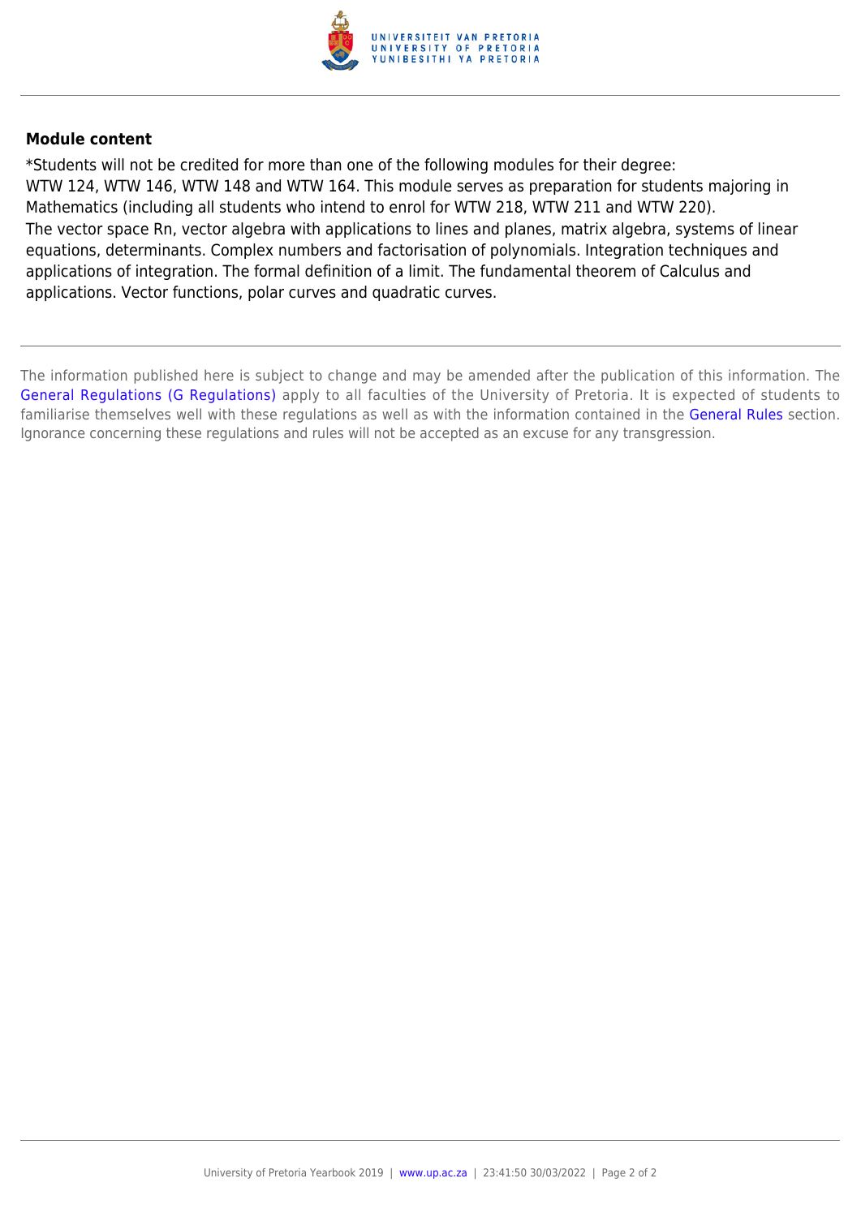### Module content

*Students will not be credited for more than one of the following modules for their degree: WTW 124, WTW 146, WTW 148 and WTW 164. This module serves as preparation for students majoring in Mathematics (including all students who intend to enrol for WTW 218, WTW 211 and WTW 220). The vector space Rn, vector algebra with applications to lines and planes, matrix algebra, systems of linear equations, determinants. Complex numbers and factorisation of polynomials. Integration techniques and applications of integration. The formal definition of a limit. The fundamental theorem of Calculus and applications. Vector functions, polar curves and quadratic curves.

The information published here is subject to change and may be amended after the publication of this information. The General Regulations (G Regulations) apply to all faculties of the University of Pretoria. It is expected of students to familiarise themselves well with these regulations as well as with the information contained in the General Rules section. Ignorance concerning these regulations and rules will not be accepted as an excuse for any transgression.